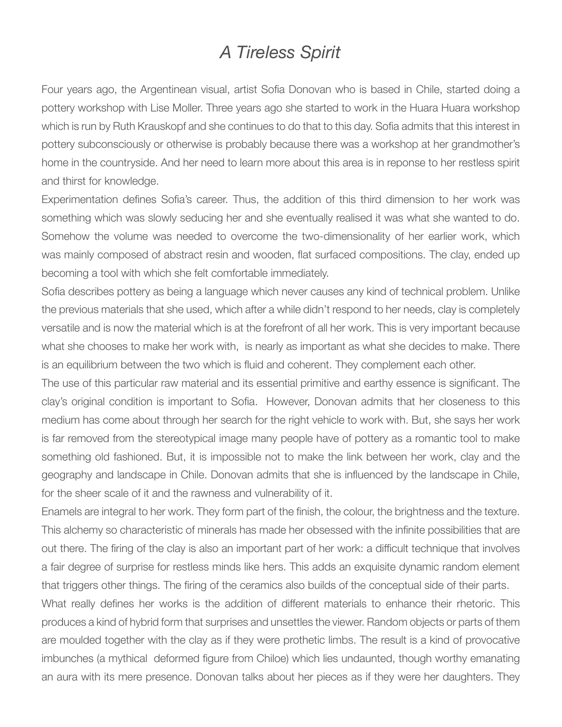# *A Tireless Spirit*

Four years ago, the Argentinean visual, artist Sofia Donovan who is based in Chile, started doing a pottery workshop with Lise Moller. Three years ago she started to work in the Huara Huara workshop which is run by Ruth Krauskopf and she continues to do that to this day. Sofia admits that this interest in pottery subconsciously or otherwise is probably because there was a workshop at her grandmother's home in the countryside. And her need to learn more about this area is in reponse to her restless spirit and thirst for knowledge.

Experimentation defines Sofia's career. Thus, the addition of this third dimension to her work was something which was slowly seducing her and she eventually realised it was what she wanted to do. Somehow the volume was needed to overcome the two-dimensionality of her earlier work, which was mainly composed of abstract resin and wooden, flat surfaced compositions. The clay, ended up becoming a tool with which she felt comfortable immediately.

Sofia describes pottery as being a language which never causes any kind of technical problem. Unlike the previous materials that she used, which after a while didn't respond to her needs, clay is completely versatile and is now the material which is at the forefront of all her work. This is very important because what she chooses to make her work with, is nearly as important as what she decides to make. There is an equilibrium between the two which is fluid and coherent. They complement each other.

The use of this particular raw material and its essential primitive and earthy essence is significant. The clay's original condition is important to Sofia. However, Donovan admits that her closeness to this medium has come about through her search for the right vehicle to work with. But, she says her work is far removed from the stereotypical image many people have of pottery as a romantic tool to make something old fashioned. But, it is impossible not to make the link between her work, clay and the geography and landscape in Chile. Donovan admits that she is influenced by the landscape in Chile, for the sheer scale of it and the rawness and vulnerability of it.

Enamels are integral to her work. They form part of the finish, the colour, the brightness and the texture. This alchemy so characteristic of minerals has made her obsessed with the infinite possibilities that are out there. The firing of the clay is also an important part of her work: a difficult technique that involves a fair degree of surprise for restless minds like hers. This adds an exquisite dynamic random element that triggers other things. The firing of the ceramics also builds of the conceptual side of their parts.

What really defines her works is the addition of different materials to enhance their rhetoric. This produces a kind of hybrid form that surprises and unsettles the viewer. Random objects or parts of them are moulded together with the clay as if they were prothetic limbs. The result is a kind of provocative imbunches (a mythical deformed figure from Chiloe) which lies undaunted, though worthy emanating an aura with its mere presence. Donovan talks about her pieces as if they were her daughters. They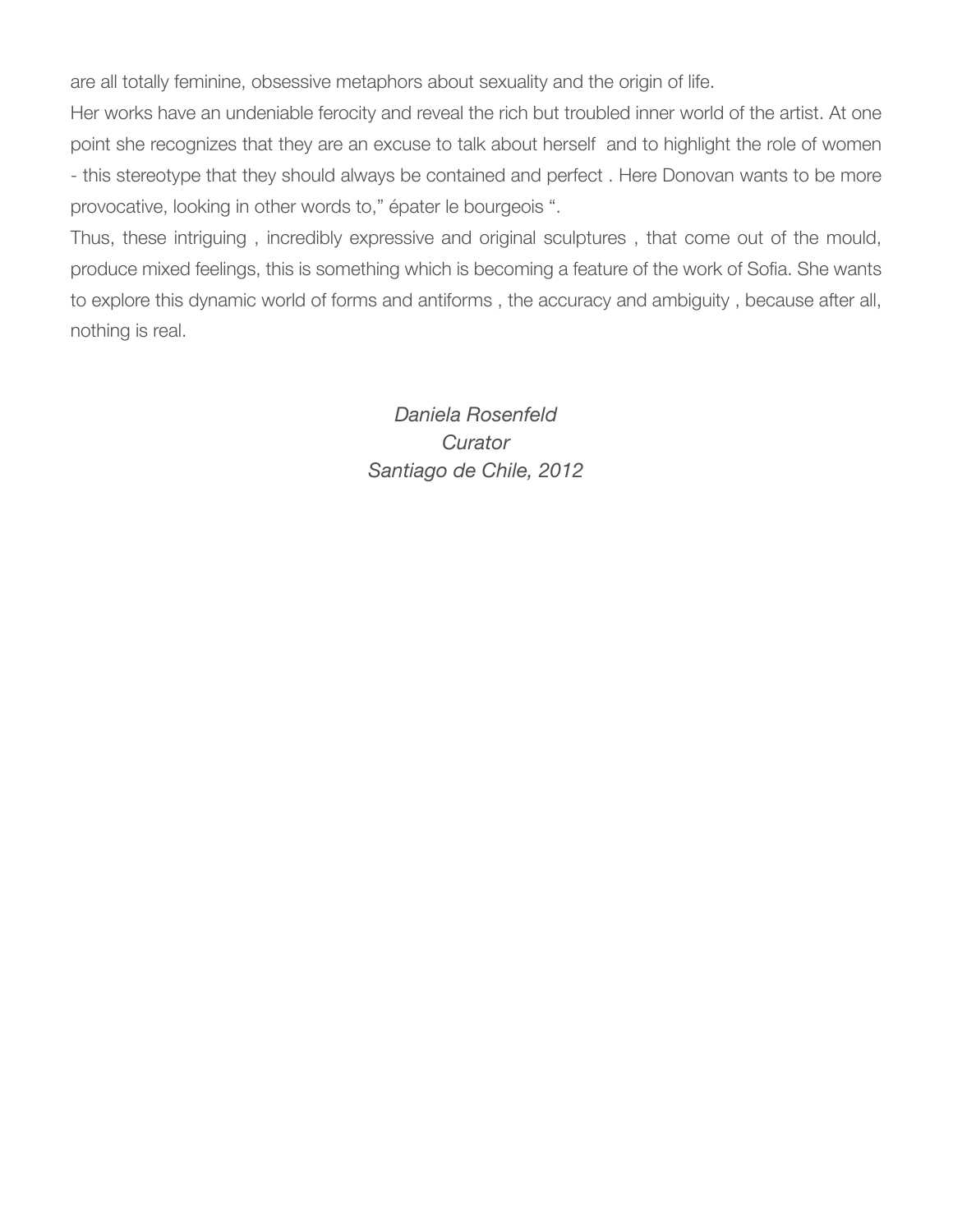are all totally feminine, obsessive metaphors about sexuality and the origin of life.

Her works have an undeniable ferocity and reveal the rich but troubled inner world of the artist. At one point she recognizes that they are an excuse to talk about herself and to highlight the role of women - this stereotype that they should always be contained and perfect . Here Donovan wants to be more provocative, looking in other words to," épater le bourgeois ".

Thus, these intriguing , incredibly expressive and original sculptures , that come out of the mould, produce mixed feelings, this is something which is becoming a feature of the work of Sofia. She wants to explore this dynamic world of forms and antiforms , the accuracy and ambiguity , because after all, nothing is real.

*Daniela Rosenfeld*
*Curator*
*Santiago de Chile, 2012*